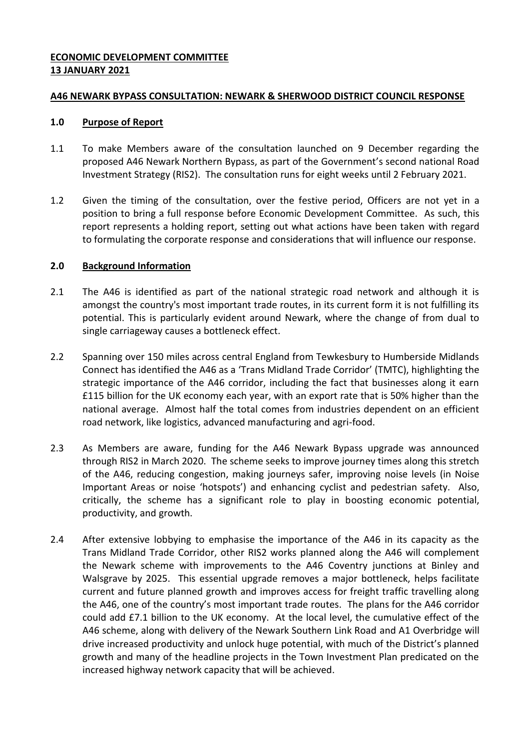**ECONOMIC DEVELOPMENT COMMITTEE**
**13 JANUARY 2021**

**A46 NEWARK BYPASS CONSULTATION: NEWARK & SHERWOOD DISTRICT COUNCIL RESPONSE**

## 1.0 Purpose of Report

1.1 To make Members aware of the consultation launched on 9 December regarding the proposed A46 Newark Northern Bypass, as part of the Government's second national Road Investment Strategy (RIS2). The consultation runs for eight weeks until 2 February 2021.

1.2 Given the timing of the consultation, over the festive period, Officers are not yet in a position to bring a full response before Economic Development Committee. As such, this report represents a holding report, setting out what actions have been taken with regard to formulating the corporate response and considerations that will influence our response.

## 2.0 Background Information

2.1 The A46 is identified as part of the national strategic road network and although it is amongst the country's most important trade routes, in its current form it is not fulfilling its potential. This is particularly evident around Newark, where the change of from dual to single carriageway causes a bottleneck effect.

2.2 Spanning over 150 miles across central England from Tewkesbury to Humberside Midlands Connect has identified the A46 as a 'Trans Midland Trade Corridor' (TMTC), highlighting the strategic importance of the A46 corridor, including the fact that businesses along it earn £115 billion for the UK economy each year, with an export rate that is 50% higher than the national average. Almost half the total comes from industries dependent on an efficient road network, like logistics, advanced manufacturing and agri-food.

2.3 As Members are aware, funding for the A46 Newark Bypass upgrade was announced through RIS2 in March 2020. The scheme seeks to improve journey times along this stretch of the A46, reducing congestion, making journeys safer, improving noise levels (in Noise Important Areas or noise 'hotspots') and enhancing cyclist and pedestrian safety. Also, critically, the scheme has a significant role to play in boosting economic potential, productivity, and growth.

2.4 After extensive lobbying to emphasise the importance of the A46 in its capacity as the Trans Midland Trade Corridor, other RIS2 works planned along the A46 will complement the Newark scheme with improvements to the A46 Coventry junctions at Binley and Walsgrave by 2025. This essential upgrade removes a major bottleneck, helps facilitate current and future planned growth and improves access for freight traffic travelling along the A46, one of the country's most important trade routes. The plans for the A46 corridor could add £7.1 billion to the UK economy. At the local level, the cumulative effect of the A46 scheme, along with delivery of the Newark Southern Link Road and A1 Overbridge will drive increased productivity and unlock huge potential, with much of the District's planned growth and many of the headline projects in the Town Investment Plan predicated on the increased highway network capacity that will be achieved.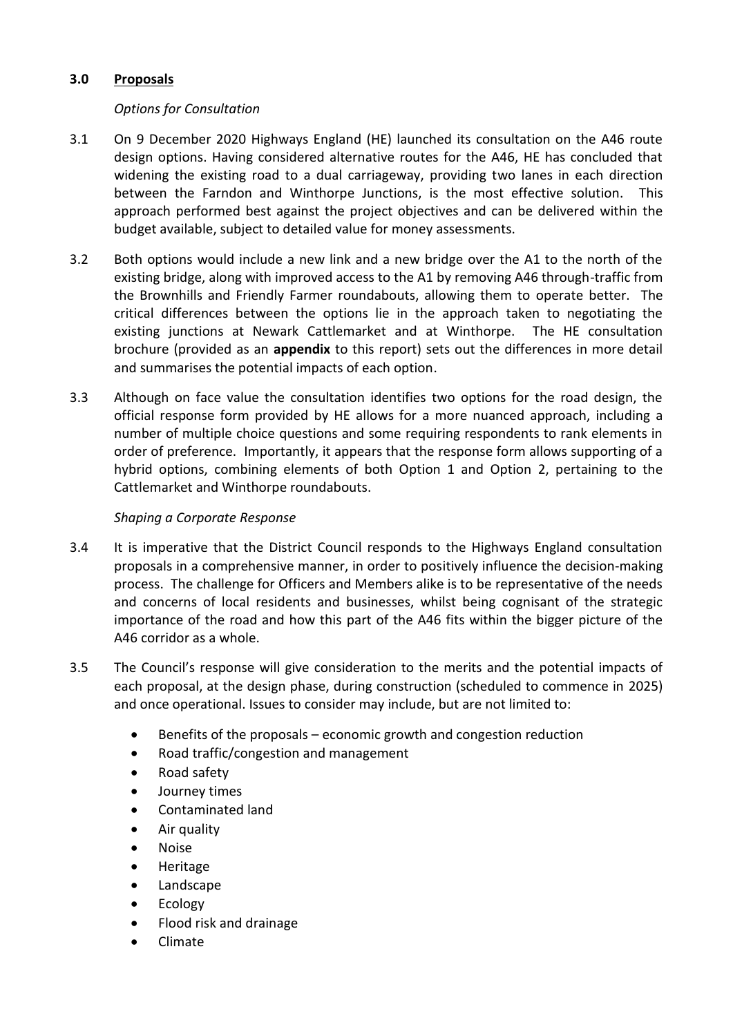## 3.0 Proposals

*Options for Consultation*

3.1 On 9 December 2020 Highways England (HE) launched its consultation on the A46 route design options. Having considered alternative routes for the A46, HE has concluded that widening the existing road to a dual carriageway, providing two lanes in each direction between the Farndon and Winthorpe Junctions, is the most effective solution. This approach performed best against the project objectives and can be delivered within the budget available, subject to detailed value for money assessments.

3.2 Both options would include a new link and a new bridge over the A1 to the north of the existing bridge, along with improved access to the A1 by removing A46 through-traffic from the Brownhills and Friendly Farmer roundabouts, allowing them to operate better. The critical differences between the options lie in the approach taken to negotiating the existing junctions at Newark Cattlemarket and at Winthorpe. The HE consultation brochure (provided as an **appendix** to this report) sets out the differences in more detail and summarises the potential impacts of each option.

3.3 Although on face value the consultation identifies two options for the road design, the official response form provided by HE allows for a more nuanced approach, including a number of multiple choice questions and some requiring respondents to rank elements in order of preference. Importantly, it appears that the response form allows supporting of a hybrid options, combining elements of both Option 1 and Option 2, pertaining to the Cattlemarket and Winthorpe roundabouts.

*Shaping a Corporate Response*

3.4 It is imperative that the District Council responds to the Highways England consultation proposals in a comprehensive manner, in order to positively influence the decision-making process. The challenge for Officers and Members alike is to be representative of the needs and concerns of local residents and businesses, whilst being cognisant of the strategic importance of the road and how this part of the A46 fits within the bigger picture of the A46 corridor as a whole.

3.5 The Council's response will give consideration to the merits and the potential impacts of each proposal, at the design phase, during construction (scheduled to commence in 2025) and once operational. Issues to consider may include, but are not limited to:

- Benefits of the proposals – economic growth and congestion reduction
- Road traffic/congestion and management
- Road safety
- Journey times
- Contaminated land
- Air quality
- Noise
- Heritage
- Landscape
- Ecology
- Flood risk and drainage
- Climate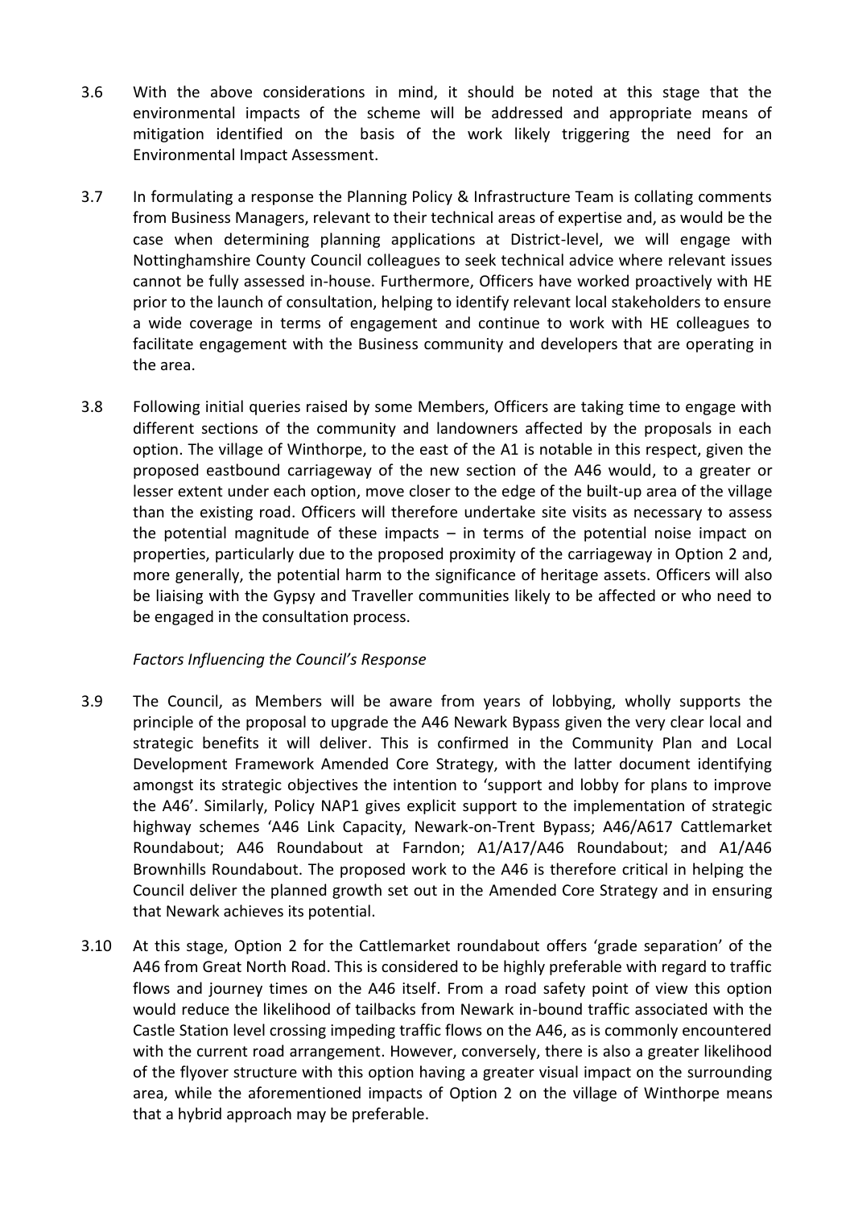3.6 With the above considerations in mind, it should be noted at this stage that the environmental impacts of the scheme will be addressed and appropriate means of mitigation identified on the basis of the work likely triggering the need for an Environmental Impact Assessment.

3.7 In formulating a response the Planning Policy & Infrastructure Team is collating comments from Business Managers, relevant to their technical areas of expertise and, as would be the case when determining planning applications at District-level, we will engage with Nottinghamshire County Council colleagues to seek technical advice where relevant issues cannot be fully assessed in-house. Furthermore, Officers have worked proactively with HE prior to the launch of consultation, helping to identify relevant local stakeholders to ensure a wide coverage in terms of engagement and continue to work with HE colleagues to facilitate engagement with the Business community and developers that are operating in the area.

3.8 Following initial queries raised by some Members, Officers are taking time to engage with different sections of the community and landowners affected by the proposals in each option. The village of Winthorpe, to the east of the A1 is notable in this respect, given the proposed eastbound carriageway of the new section of the A46 would, to a greater or lesser extent under each option, move closer to the edge of the built-up area of the village than the existing road. Officers will therefore undertake site visits as necessary to assess the potential magnitude of these impacts – in terms of the potential noise impact on properties, particularly due to the proposed proximity of the carriageway in Option 2 and, more generally, the potential harm to the significance of heritage assets. Officers will also be liaising with the Gypsy and Traveller communities likely to be affected or who need to be engaged in the consultation process.

*Factors Influencing the Council's Response*

3.9 The Council, as Members will be aware from years of lobbying, wholly supports the principle of the proposal to upgrade the A46 Newark Bypass given the very clear local and strategic benefits it will deliver. This is confirmed in the Community Plan and Local Development Framework Amended Core Strategy, with the latter document identifying amongst its strategic objectives the intention to 'support and lobby for plans to improve the A46'. Similarly, Policy NAP1 gives explicit support to the implementation of strategic highway schemes 'A46 Link Capacity, Newark-on-Trent Bypass; A46/A617 Cattlemarket Roundabout; A46 Roundabout at Farndon; A1/A17/A46 Roundabout; and A1/A46 Brownhills Roundabout. The proposed work to the A46 is therefore critical in helping the Council deliver the planned growth set out in the Amended Core Strategy and in ensuring that Newark achieves its potential.

3.10 At this stage, Option 2 for the Cattlemarket roundabout offers 'grade separation' of the A46 from Great North Road. This is considered to be highly preferable with regard to traffic flows and journey times on the A46 itself. From a road safety point of view this option would reduce the likelihood of tailbacks from Newark in-bound traffic associated with the Castle Station level crossing impeding traffic flows on the A46, as is commonly encountered with the current road arrangement. However, conversely, there is also a greater likelihood of the flyover structure with this option having a greater visual impact on the surrounding area, while the aforementioned impacts of Option 2 on the village of Winthorpe means that a hybrid approach may be preferable.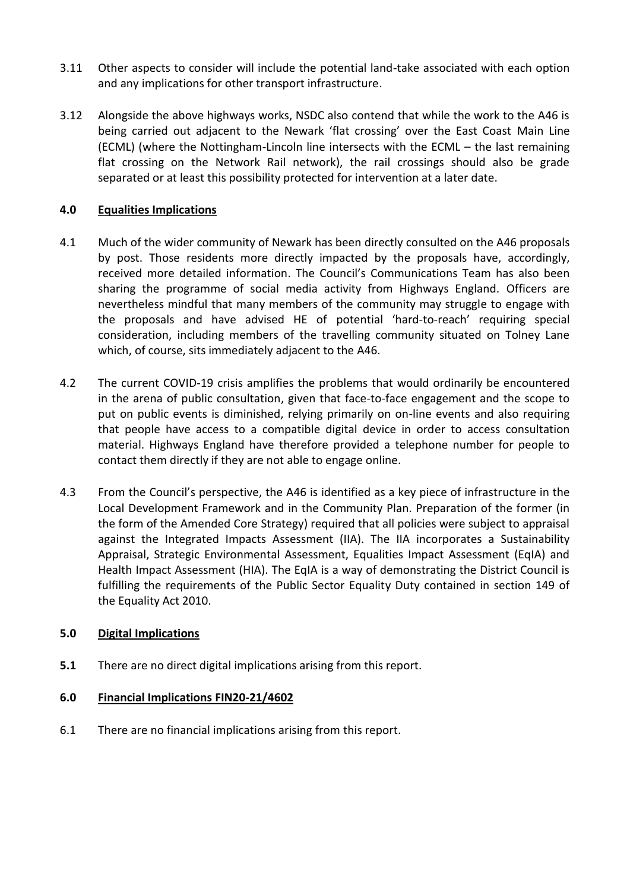3.11 Other aspects to consider will include the potential land-take associated with each option and any implications for other transport infrastructure.

3.12 Alongside the above highways works, NSDC also contend that while the work to the A46 is being carried out adjacent to the Newark 'flat crossing' over the East Coast Main Line (ECML) (where the Nottingham-Lincoln line intersects with the ECML – the last remaining flat crossing on the Network Rail network), the rail crossings should also be grade separated or at least this possibility protected for intervention at a later date.

## 4.0 Equalities Implications

4.1 Much of the wider community of Newark has been directly consulted on the A46 proposals by post. Those residents more directly impacted by the proposals have, accordingly, received more detailed information. The Council's Communications Team has also been sharing the programme of social media activity from Highways England. Officers are nevertheless mindful that many members of the community may struggle to engage with the proposals and have advised HE of potential 'hard-to-reach' requiring special consideration, including members of the travelling community situated on Tolney Lane which, of course, sits immediately adjacent to the A46.

4.2 The current COVID-19 crisis amplifies the problems that would ordinarily be encountered in the arena of public consultation, given that face-to-face engagement and the scope to put on public events is diminished, relying primarily on on-line events and also requiring that people have access to a compatible digital device in order to access consultation material. Highways England have therefore provided a telephone number for people to contact them directly if they are not able to engage online.

4.3 From the Council's perspective, the A46 is identified as a key piece of infrastructure in the Local Development Framework and in the Community Plan. Preparation of the former (in the form of the Amended Core Strategy) required that all policies were subject to appraisal against the Integrated Impacts Assessment (IIA). The IIA incorporates a Sustainability Appraisal, Strategic Environmental Assessment, Equalities Impact Assessment (EqIA) and Health Impact Assessment (HIA). The EqIA is a way of demonstrating the District Council is fulfilling the requirements of the Public Sector Equality Duty contained in section 149 of the Equality Act 2010.

## 5.0 Digital Implications

**5.1** There are no direct digital implications arising from this report.

## 6.0 Financial Implications FIN20-21/4602

6.1 There are no financial implications arising from this report.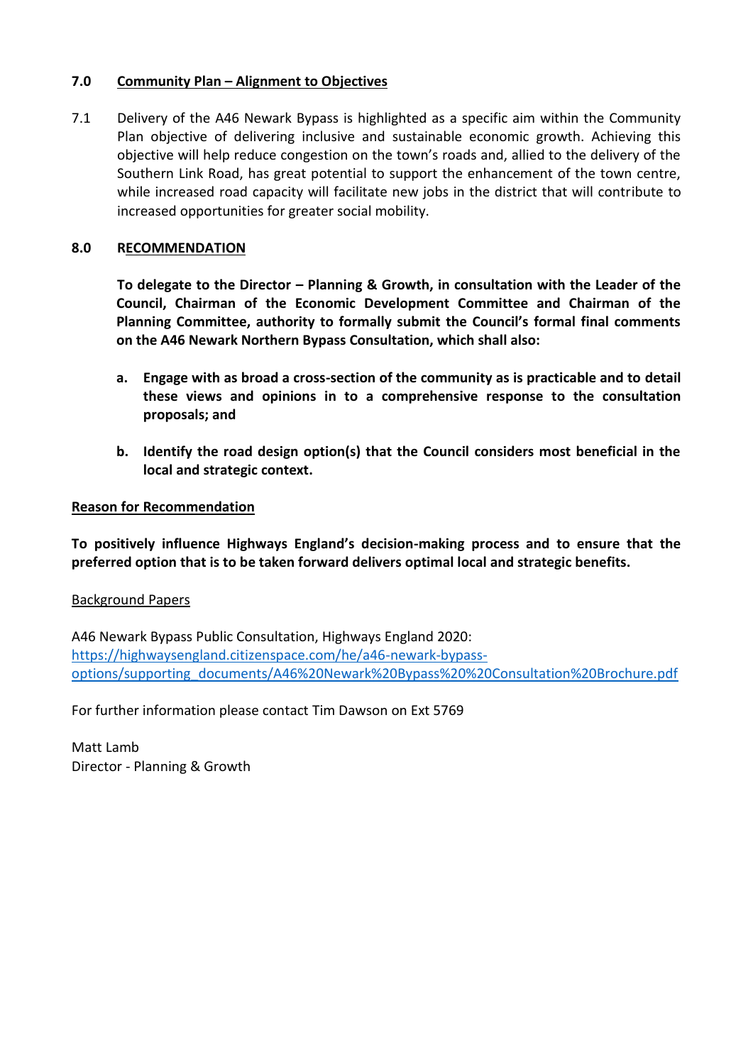## 7.0 Community Plan – Alignment to Objectives

7.1 Delivery of the A46 Newark Bypass is highlighted as a specific aim within the Community Plan objective of delivering inclusive and sustainable economic growth. Achieving this objective will help reduce congestion on the town's roads and, allied to the delivery of the Southern Link Road, has great potential to support the enhancement of the town centre, while increased road capacity will facilitate new jobs in the district that will contribute to increased opportunities for greater social mobility.

## 8.0 RECOMMENDATION

**To delegate to the Director – Planning & Growth, in consultation with the Leader of the Council, Chairman of the Economic Development Committee and Chairman of the Planning Committee, authority to formally submit the Council's formal final comments on the A46 Newark Northern Bypass Consultation, which shall also:**

**a. Engage with as broad a cross-section of the community as is practicable and to detail these views and opinions in to a comprehensive response to the consultation proposals; and**

**b. Identify the road design option(s) that the Council considers most beneficial in the local and strategic context.**

**Reason for Recommendation**

**To positively influence Highways England's decision-making process and to ensure that the preferred option that is to be taken forward delivers optimal local and strategic benefits.**

Background Papers

A46 Newark Bypass Public Consultation, Highways England 2020:
https://highwaysengland.citizenspace.com/he/a46-newark-bypass-options/supporting_documents/A46%20Newark%20Bypass%20%20Consultation%20Brochure.pdf

For further information please contact Tim Dawson on Ext 5769

Matt Lamb
Director - Planning & Growth